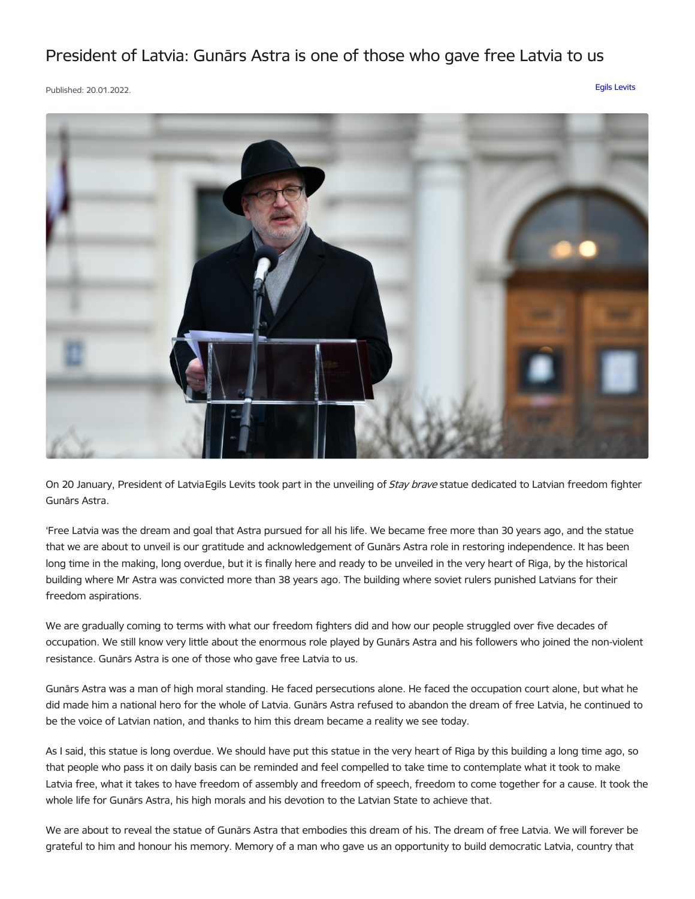# President of Latvia: Gunārs Astra is one of those who gave free Latvia to us

Published: 20.01.2022.

Egils Levits

On 20 January, President of Latvia Egils Levits took part in the unveiling of *Stay brave* statue dedicated to Latvian freedom fighter Gunārs Astra.

'Free Latvia was the dream and goal that Astra pursued for all his life. We became free more than 30 years ago, and the statue that we are about to unveil is our gratitude and acknowledgement of Gunārs Astra role in restoring independence. It has been long time in the making, long overdue, but it is finally here and ready to be unveiled in the very heart of Riga, by the historical building where Mr Astra was convicted more than 38 years ago. The building where soviet rulers punished Latvians for their freedom aspirations.

We are gradually coming to terms with what our freedom fighters did and how our people struggled over five decades of occupation. We still know very little about the enormous role played by Gunārs Astra and his followers who joined the non-violent resistance. Gunārs Astra is one of those who gave free Latvia to us.

Gunārs Astra was a man of high moral standing. He faced persecutions alone. He faced the occupation court alone, but what he did made him a national hero for the whole of Latvia. Gunārs Astra refused to abandon the dream of free Latvia, he continued to be the voice of Latvian nation, and thanks to him this dream became a reality we see today.

As I said, this statue is long overdue. We should have put this statue in the very heart of Riga by this building a long time ago, so that people who pass it on daily basis can be reminded and feel compelled to take time to contemplate what it took to make Latvia free, what it takes to have freedom of assembly and freedom of speech, freedom to come together for a cause. It took the whole life for Gunārs Astra, his high morals and his devotion to the Latvian State to achieve that.

We are about to reveal the statue of Gunārs Astra that embodies this dream of his. The dream of free Latvia. We will forever be grateful to him and honour his memory. Memory of a man who gave us an opportunity to build democratic Latvia, country that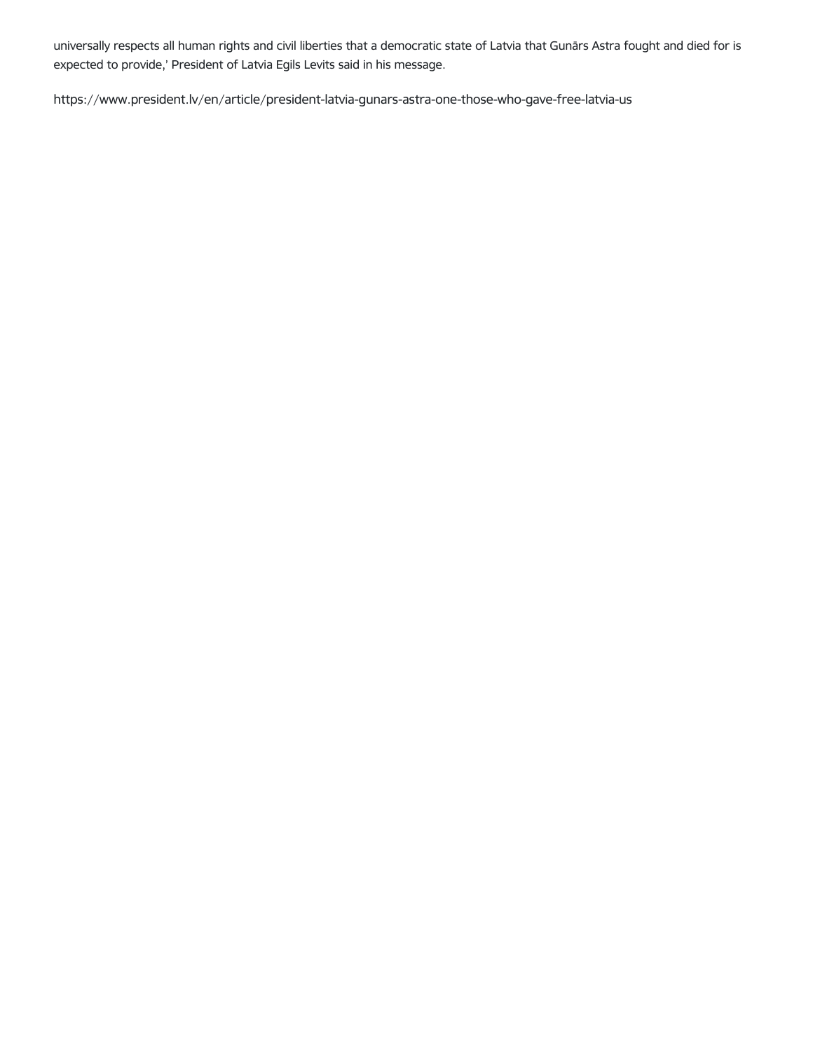universally respects all human rights and civil liberties that a democratic state of Latvia that Gunārs Astra fought and died for is expected to provide,' President of Latvia Egils Levits said in his message.

https://www.president.lv/en/article/president-latvia-gunars-astra-one-those-who-gave-free-latvia-us